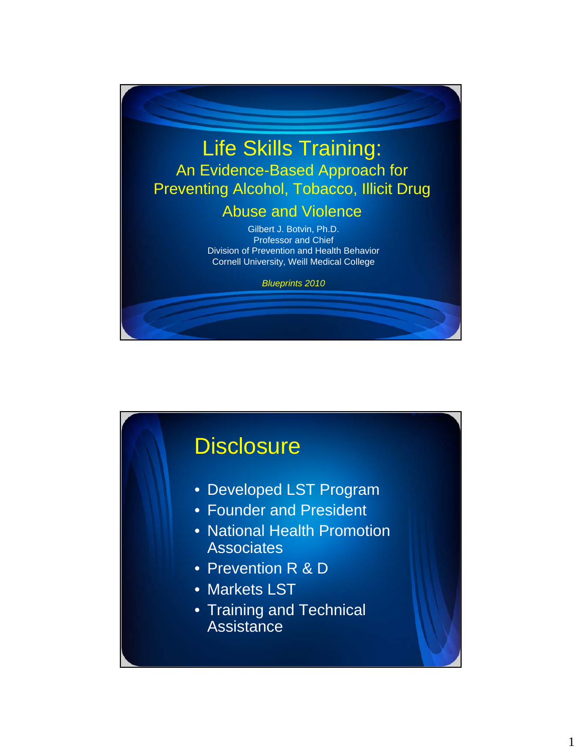# Life Skills Training:

## An Evidence-Based Approach for Preventing Alcohol, Tobacco, Illicit Drug Abuse and Violence

Gilbert J. Botvin, Ph.D.
Professor and Chief
Division of Prevention and Health Behavior
Cornell University, Weill Medical College

*Blueprints 2010*

# Disclosure

- Developed LST Program
- Founder and President
- National Health Promotion Associates
- Prevention R & D
- Markets LST
- Training and Technical Assistance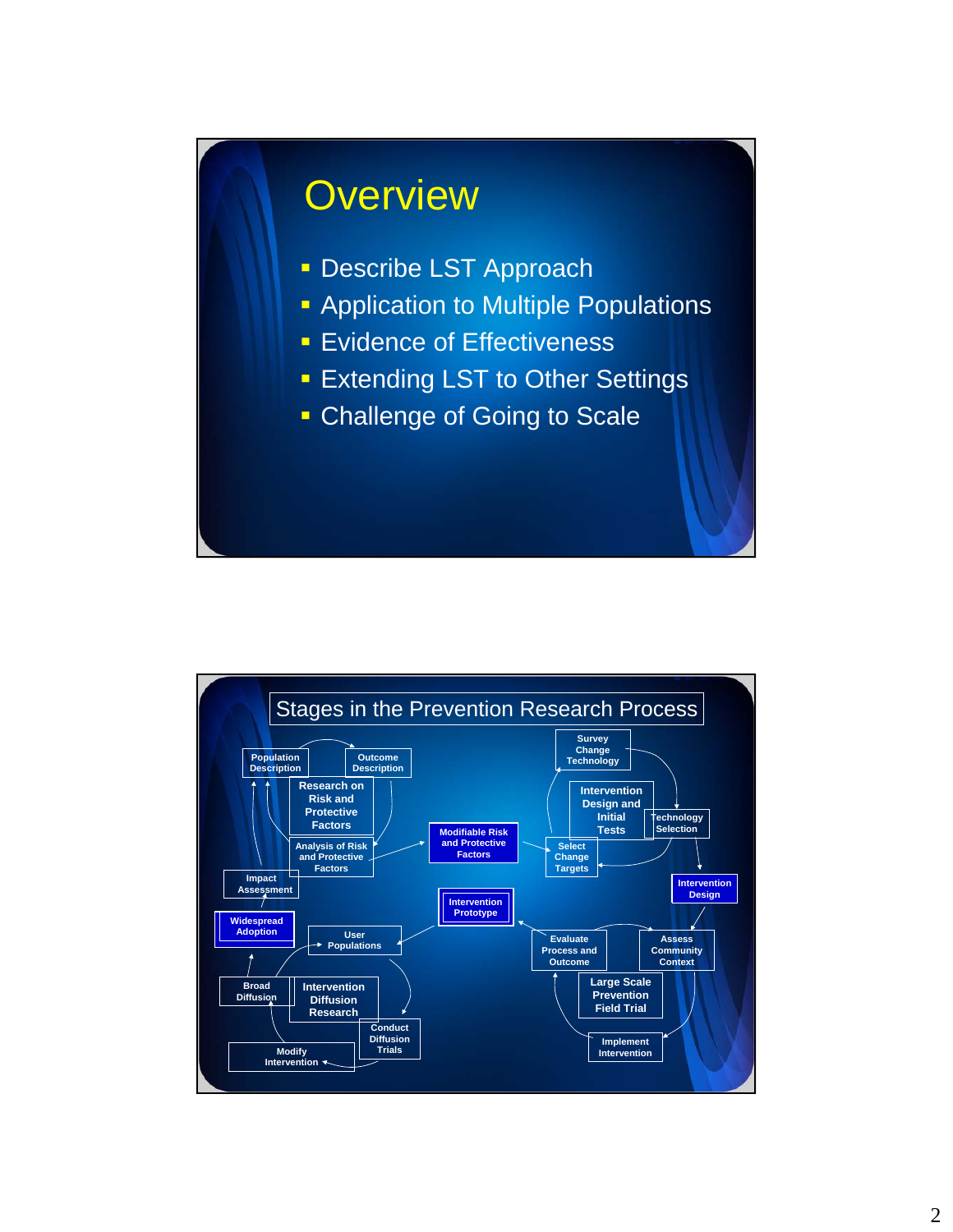# Overview

- Describe LST Approach
- Application to Multiple Populations
- Evidence of Effectiveness
- Extending LST to Other Settings
- Challenge of Going to Scale

# Stages in the Prevention Research Process

- Population Description
- Outcome Description
- Research on Risk and Protective Factors
- Analysis of Risk and Protective Factors
- Modifiable Risk and Protective Factors
- Survey Change Technology
- Intervention Design and Initial Tests
- Technology Selection
- Select Change Targets
- Intervention Design
- Intervention Prototype
- Evaluate Process and Outcome
- Assess Community Context
- Large Scale Prevention Field Trial
- Implement Intervention
- User Populations
- Intervention Diffusion Research
- Conduct Diffusion Trials
- Modify Intervention
- Broad Diffusion
- Widespread Adoption
- Impact Assessment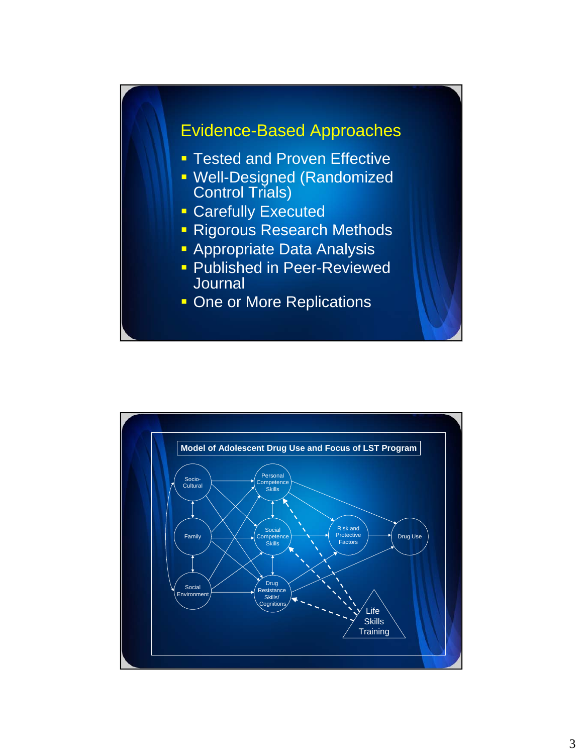## Evidence-Based Approaches

- Tested and Proven Effective
- Well-Designed (Randomized Control Trials)
- Carefully Executed
- Rigorous Research Methods
- Appropriate Data Analysis
- Published in Peer-Reviewed Journal
- One or More Replications

## Model of Adolescent Drug Use and Focus of LST Program

Socio-Cultural

Family

Social Environment

Personal Competence Skills

Social Competence Skills

Drug Resistance Skills/ Cognitions

Risk and Protective Factors

Drug Use

Life Skills Training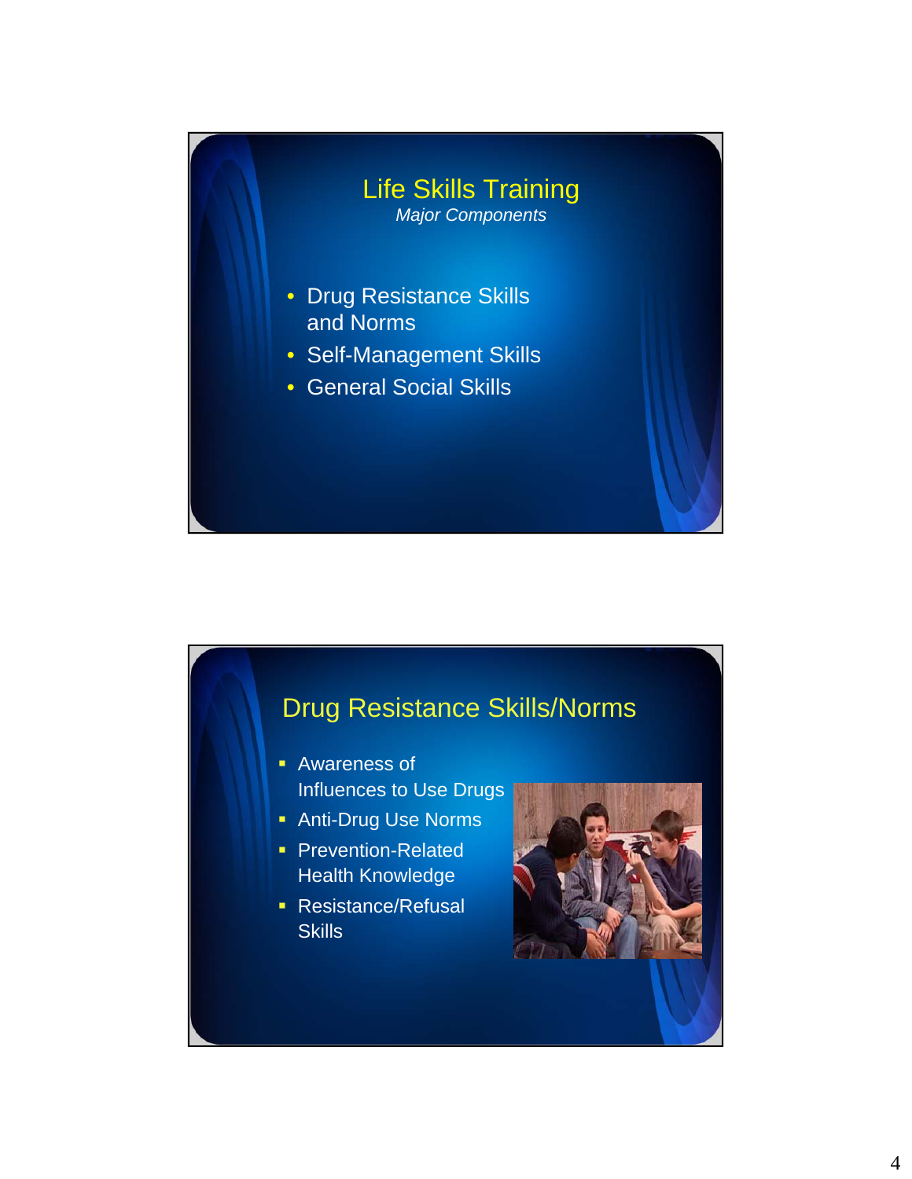## Life Skills Training

*Major Components*

- Drug Resistance Skills and Norms
- Self-Management Skills
- General Social Skills

## Drug Resistance Skills/Norms

- Awareness of Influences to Use Drugs
- Anti-Drug Use Norms
- Prevention-Related Health Knowledge
- Resistance/Refusal Skills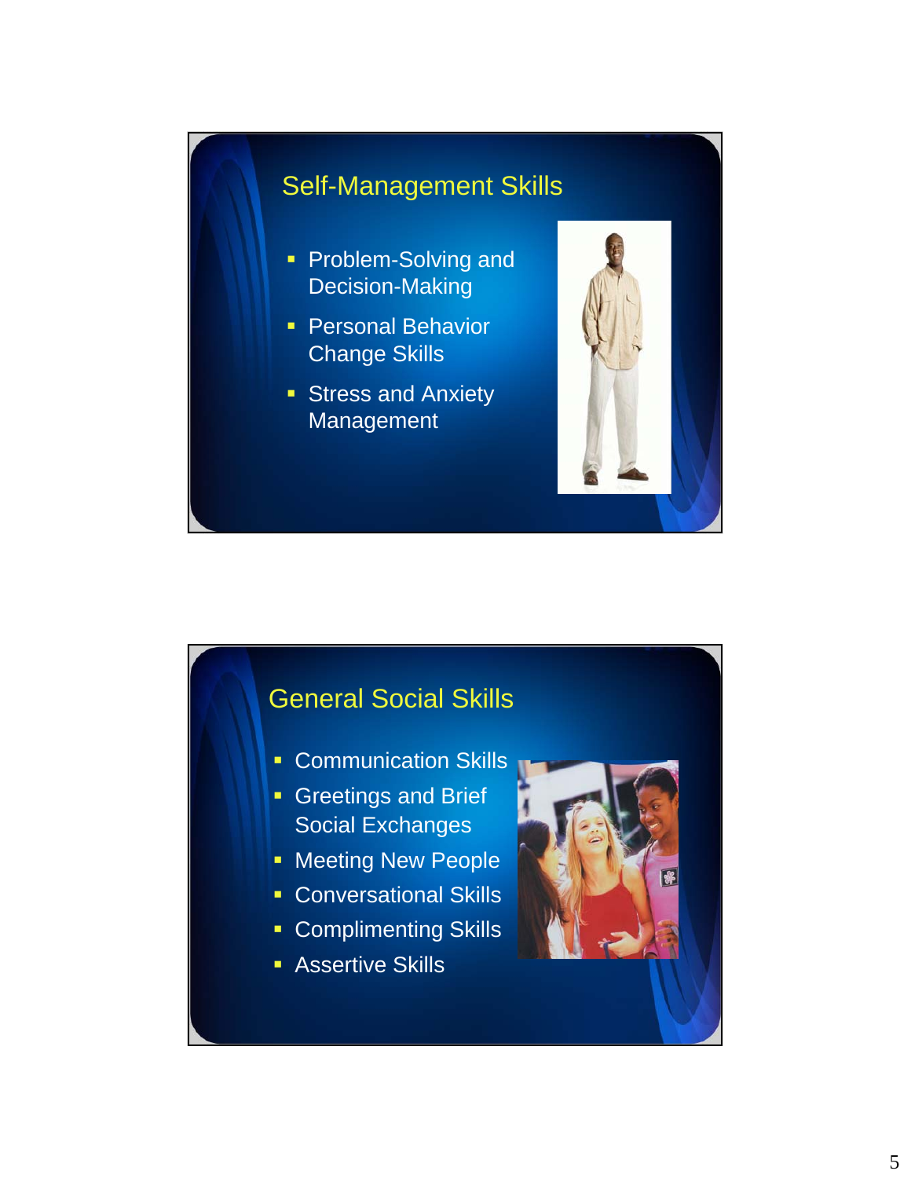## Self-Management Skills

- Problem-Solving and Decision-Making
- Personal Behavior Change Skills
- Stress and Anxiety Management

## General Social Skills

- Communication Skills
- Greetings and Brief Social Exchanges
- Meeting New People
- Conversational Skills
- Complimenting Skills
- Assertive Skills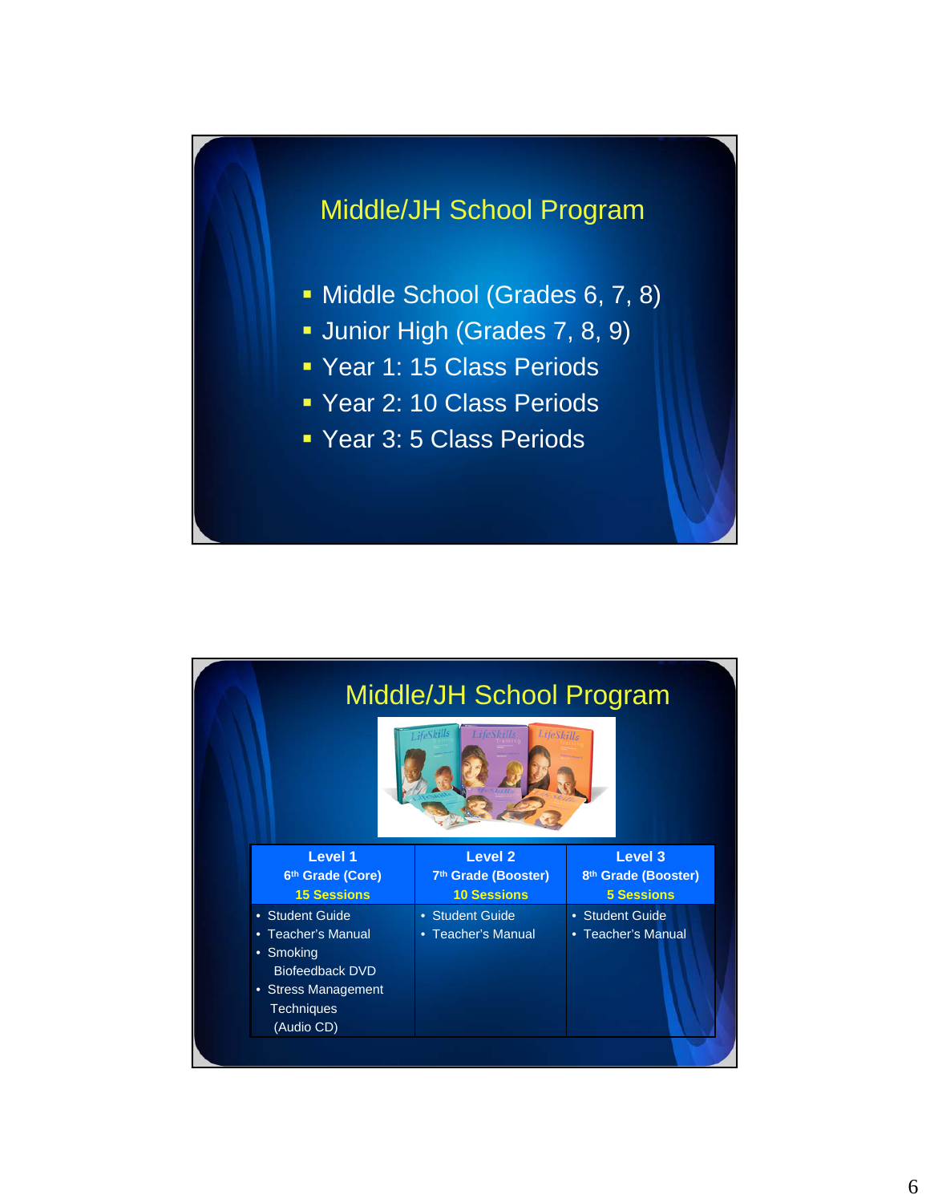## Middle/JH School Program

- Middle School (Grades 6, 7, 8)
- Junior High (Grades 7, 8, 9)
- Year 1: 15 Class Periods
- Year 2: 10 Class Periods
- Year 3: 5 Class Periods

## Middle/JH School Program

| **Level 1**<br>**6th Grade (Core)**<br>**15 Sessions** | **Level 2**<br>**7th Grade (Booster)**<br>**10 Sessions** | **Level 3**<br>**8th Grade (Booster)**<br>**5 Sessions** |
|---|---|---|
| • Student Guide<br>• Teacher's Manual<br>• Smoking Biofeedback DVD<br>• Stress Management Techniques (Audio CD) | • Student Guide<br>• Teacher's Manual | • Student Guide<br>• Teacher's Manual |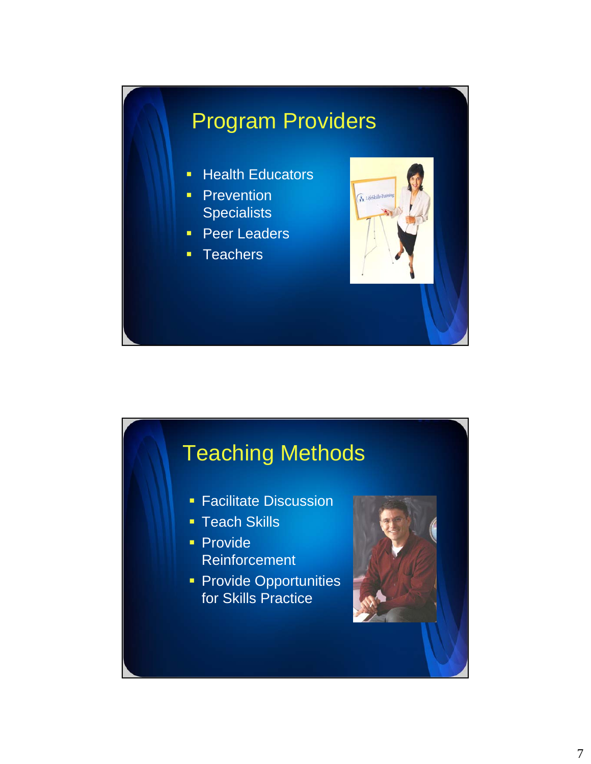## Program Providers

- Health Educators
- Prevention Specialists
- Peer Leaders
- Teachers

## Teaching Methods

- Facilitate Discussion
- Teach Skills
- Provide Reinforcement
- Provide Opportunities for Skills Practice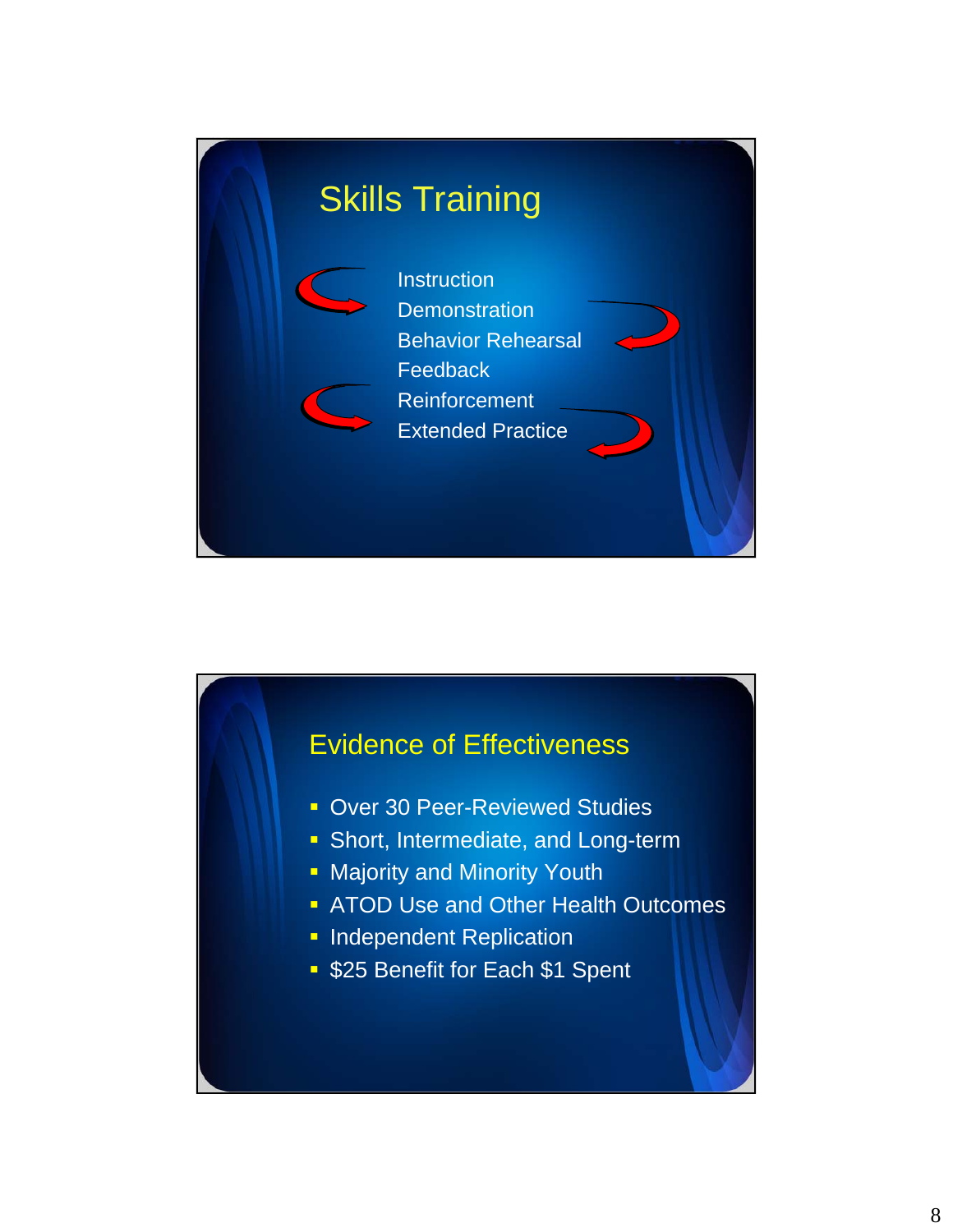## Skills Training

Instruction
Demonstration
Behavior Rehearsal
Feedback
Reinforcement
Extended Practice

## Evidence of Effectiveness

- Over 30 Peer-Reviewed Studies
- Short, Intermediate, and Long-term
- Majority and Minority Youth
- ATOD Use and Other Health Outcomes
- Independent Replication
- $25 Benefit for Each $1 Spent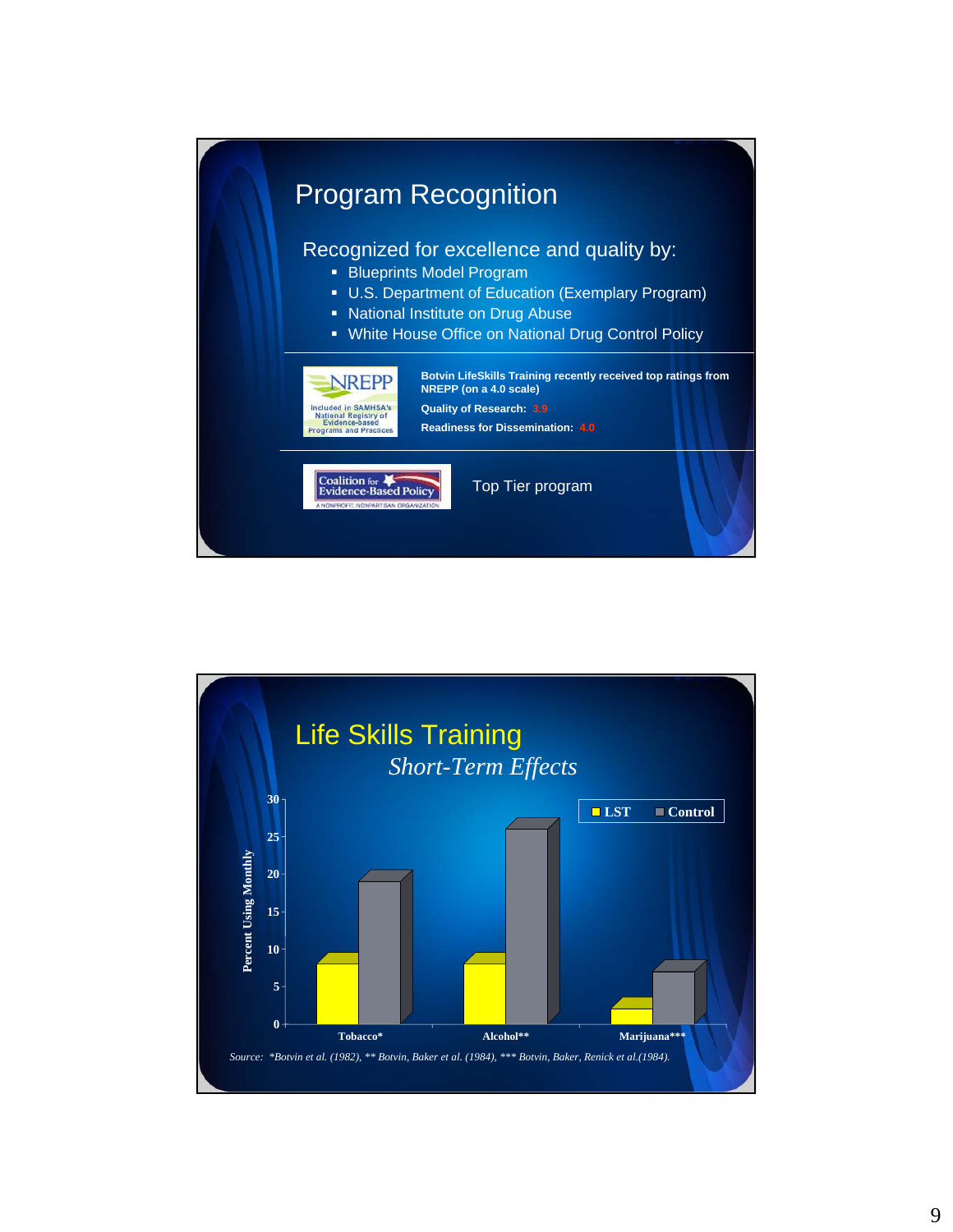# Program Recognition

Recognized for excellence and quality by:

- Blueprints Model Program
- U.S. Department of Education (Exemplary Program)
- National Institute on Drug Abuse
- White House Office on National Drug Control Policy

NREPP — Included in SAMHSA's National Registry of Evidence-based Programs and Practices

**Botvin LifeSkills Training recently received top ratings from NREPP (on a 4.0 scale)**

**Quality of Research:** 3.9

**Readiness for Dissemination:** 4.0

Coalition for Evidence-Based Policy — A NONPROFIT, NONPARTISAN ORGANIZATION

Top Tier program

# Life Skills Training

*Short-Term Effects*

Percent Using Monthly

| | LST | Control |
|---|---|---|
| Tobacco* | 8 | 19 |
| Alcohol** | 8 | 26 |
| Marijuana*** | 2 | 7 |

*Source: *Botvin et al. (1982), ** Botvin, Baker et al. (1984), *** Botvin, Baker, Renick et al.(1984).*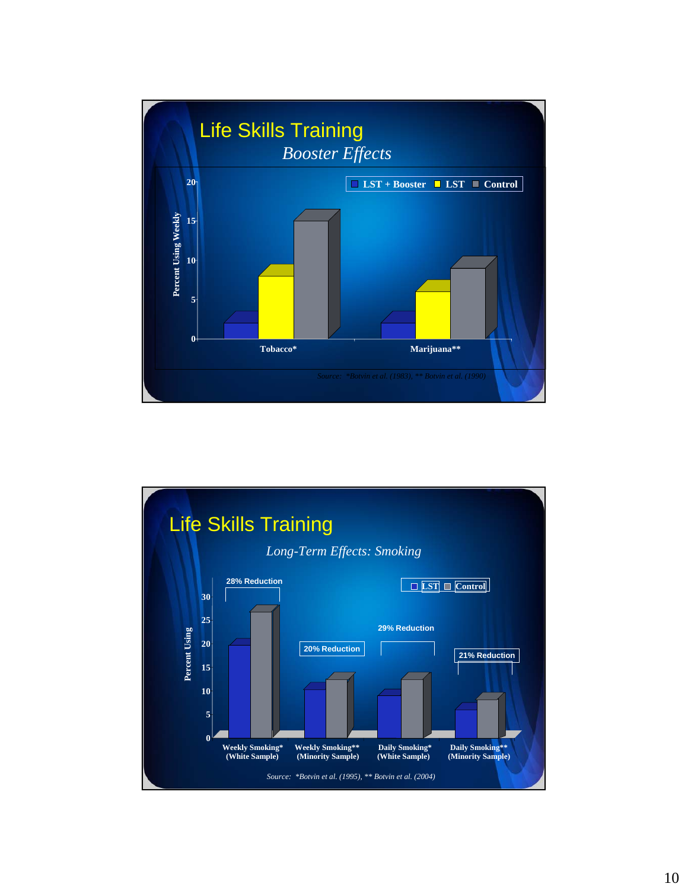# Life Skills Training

## *Booster Effects*

Legend: LST + Booster, LST, Control

Y-axis: Percent Using Weekly (0, 5, 10, 15, 20)

X-axis categories: Tobacco*, Marijuana**

*Source: *Botvin et al. (1983), ** Botvin et al. (1990)*

# Life Skills Training

## *Long-Term Effects: Smoking*

Legend: LST, Control

Y-axis: Percent Using (0, 5, 10, 15, 20, 25, 30)

| Category | Reduction |
|---|---|
| Weekly Smoking* (White Sample) | 28% Reduction |
| Weekly Smoking** (Minority Sample) | 20% Reduction |
| Daily Smoking* (White Sample) | 29% Reduction |
| Daily Smoking** (Minority Sample) | 21% Reduction |

*Source: *Botvin et al. (1995), ** Botvin et al. (2004)*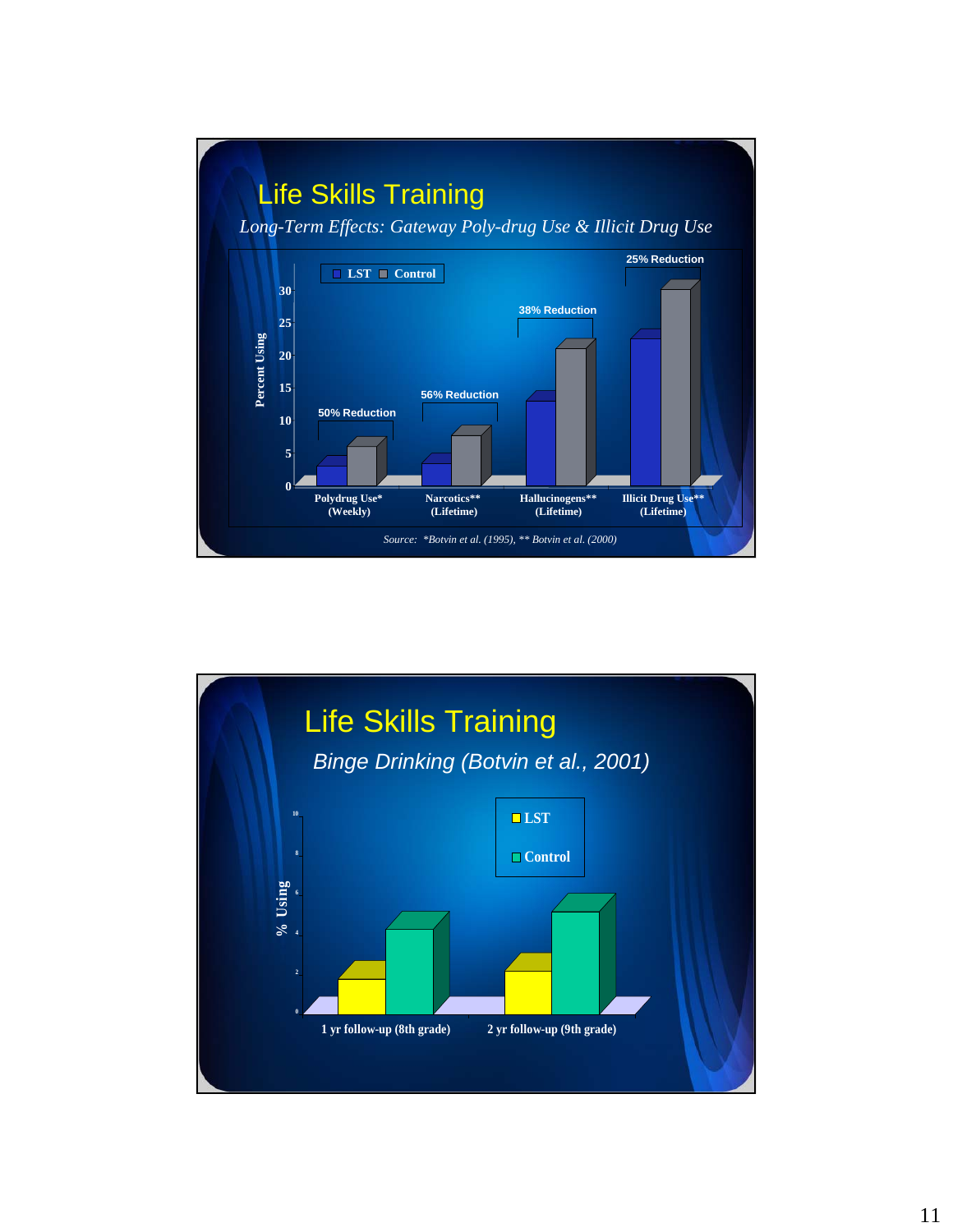## Life Skills Training

*Long-Term Effects: Gateway Poly-drug Use & Illicit Drug Use*

LST ■ Control

Percent Using

| | LST | Control | |
|---|---|---|---|
| Polydrug Use* (Weekly) | 3 | 6 | 50% Reduction |
| Narcotics** (Lifetime) | 3.5 | 8 | 56% Reduction |
| Hallucinogens** (Lifetime) | 13 | 21 | 38% Reduction |
| Illicit Drug Use** (Lifetime) | 22.5 | 30 | 25% Reduction |

*Source: \*Botvin et al. (1995), \*\* Botvin et al. (2000)*

## Life Skills Training

*Binge Drinking (Botvin et al., 2001)*

% Using

| | LST | Control |
|---|---|---|
| 1 yr follow-up (8th grade) | 1.7 | 4.3 |
| 2 yr follow-up (9th grade) | 2.2 | 5.2 |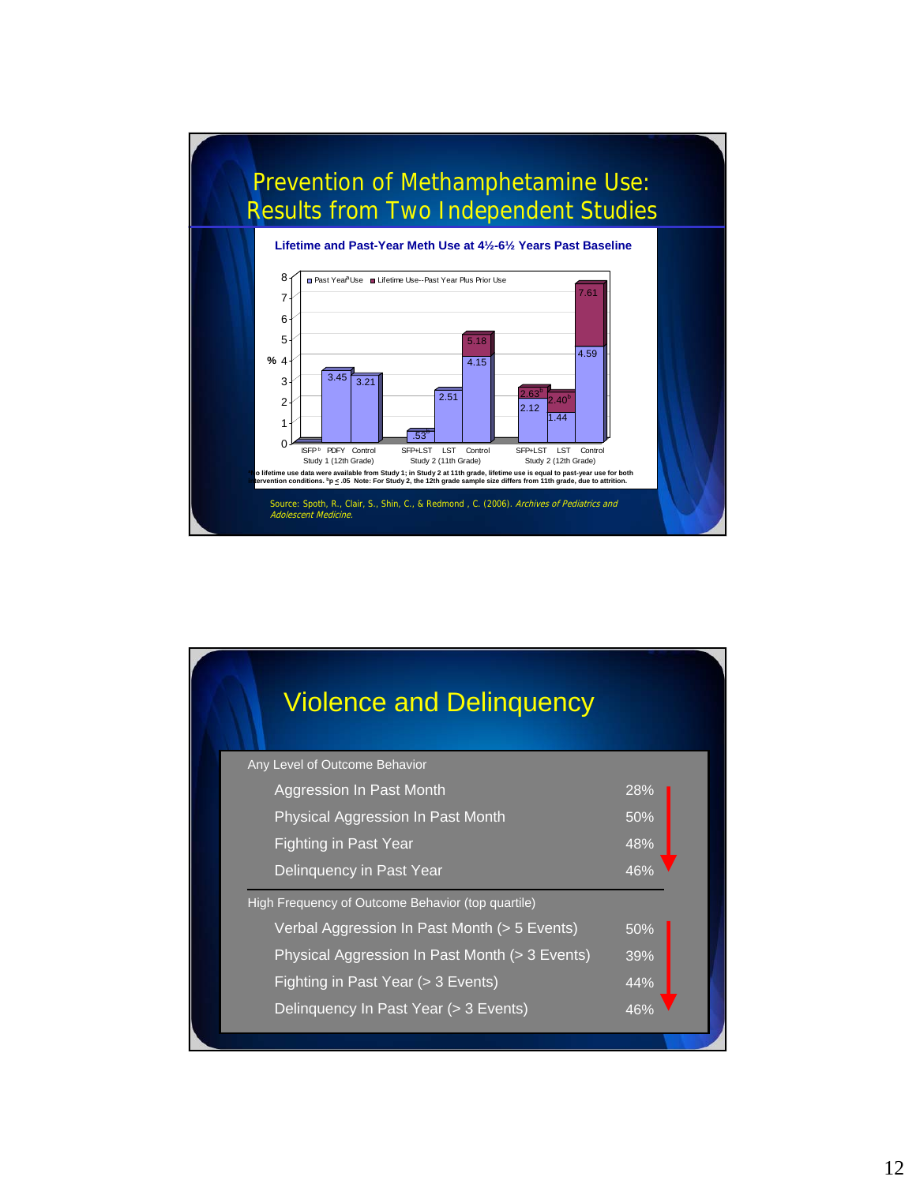# Prevention of Methamphetamine Use: Results from Two Independent Studies

**Lifetime and Past-Year Meth Use at 4½-6½ Years Past Baseline**

| Study | Condition | Past Year[a] Use (%) | Lifetime Use--Past Year Plus Prior Use (%) |
|---|---|---|---|
| Study 1 (12th Grade) | ISFP[b] | | |
| Study 1 (12th Grade) | PDFY | 3.45 | |
| Study 1 (12th Grade) | Control | 3.21 | |
| Study 2 (11th Grade) | SFP+LST | .53[b] | |
| Study 2 (11th Grade) | LST | 2.51 | |
| Study 2 (11th Grade) | Control | 4.15 | 5.18 |
| Study 2 (12th Grade) | SFP+LST | 2.12 | 2.63[b] |
| Study 2 (12th Grade) | LST | 1.44 | 2.40[b] |
| Study 2 (12th Grade) | Control | 4.59 | 7.61 |

[a]No lifetime use data were available from Study 1; in Study 2 at 11th grade, lifetime use is equal to past-year use for both intervention conditions. [b]$p \leq .05$ Note: For Study 2, the 12th grade sample size differs from 11th grade, due to attrition.

Source: Spoth, R., Clair, S., Shin, C., & Redmond , C. (2006). *Archives of Pediatrics and Adolescent Medicine.*

# Violence and Delinquency

| Outcome | Reduction |
|---|---|
| **Any Level of Outcome Behavior** | |
| Aggression In Past Month | 28% |
| Physical Aggression In Past Month | 50% |
| Fighting in Past Year | 48% |
| Delinquency in Past Year | 46% |
| **High Frequency of Outcome Behavior (top quartile)** | |
| Verbal Aggression In Past Month (> 5 Events) | 50% |
| Physical Aggression In Past Month (> 3 Events) | 39% |
| Fighting in Past Year (> 3 Events) | 44% |
| Delinquency In Past Year (> 3 Events) | 46% |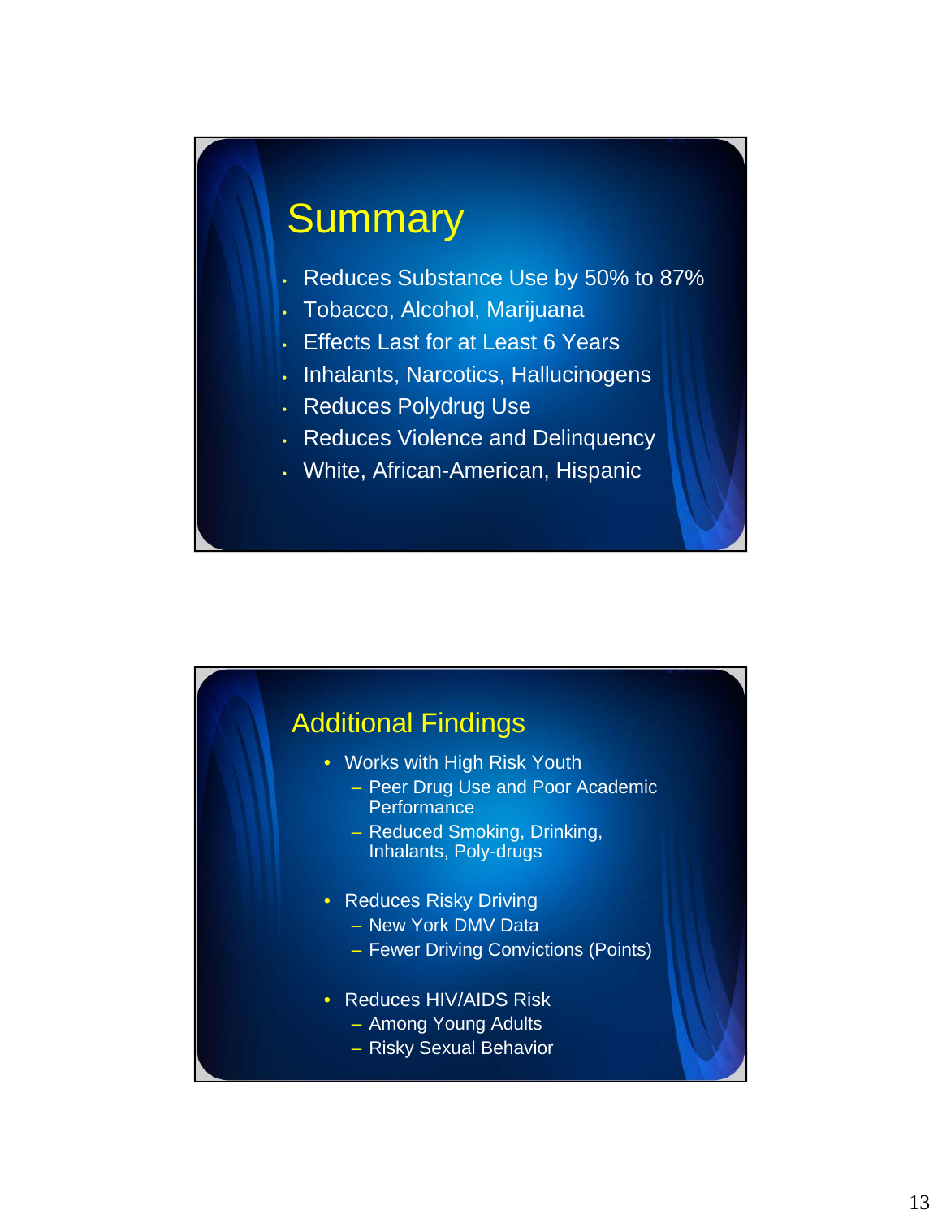## Summary

- Reduces Substance Use by 50% to 87%
- Tobacco, Alcohol, Marijuana
- Effects Last for at Least 6 Years
- Inhalants, Narcotics, Hallucinogens
- Reduces Polydrug Use
- Reduces Violence and Delinquency
- White, African-American, Hispanic

## Additional Findings

- Works with High Risk Youth
  - Peer Drug Use and Poor Academic Performance
  - Reduced Smoking, Drinking, Inhalants, Poly-drugs
- Reduces Risky Driving
  - New York DMV Data
  - Fewer Driving Convictions (Points)
- Reduces HIV/AIDS Risk
  - Among Young Adults
  - Risky Sexual Behavior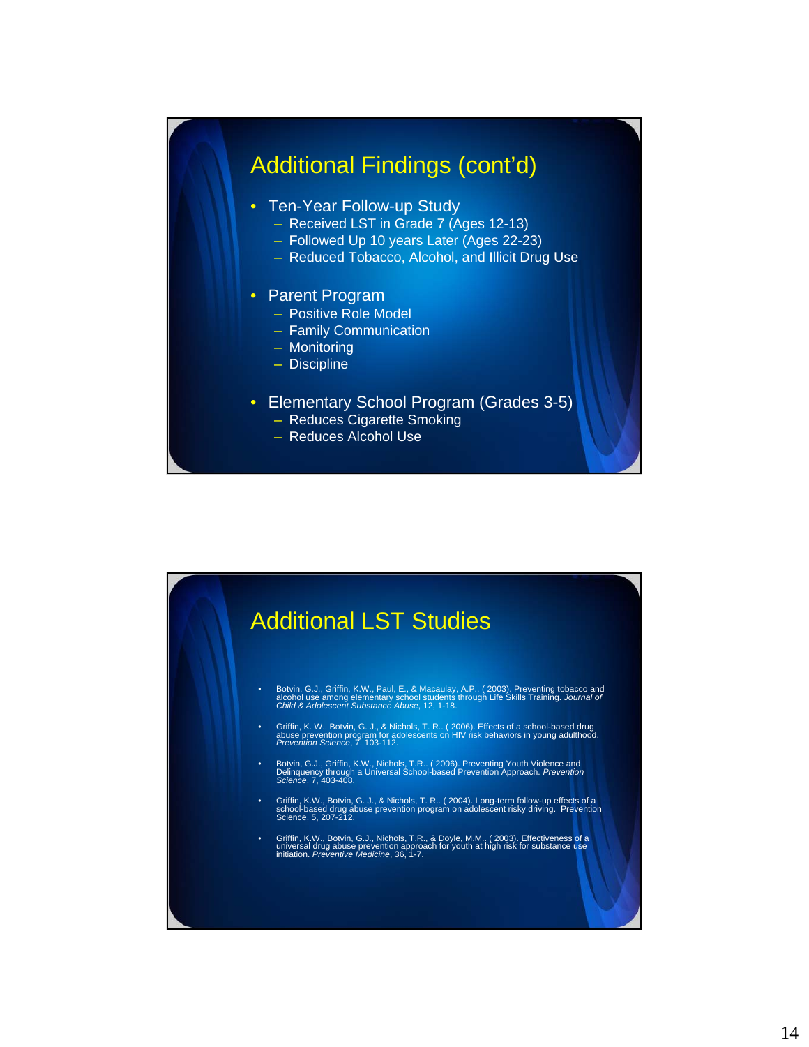## Additional Findings (cont'd)

- Ten-Year Follow-up Study
  - Received LST in Grade 7 (Ages 12-13)
  - Followed Up 10 years Later (Ages 22-23)
  - Reduced Tobacco, Alcohol, and Illicit Drug Use
- Parent Program
  - Positive Role Model
  - Family Communication
  - Monitoring
  - Discipline
- Elementary School Program (Grades 3-5)
  - Reduces Cigarette Smoking
  - Reduces Alcohol Use

## Additional LST Studies

- Botvin, G.J., Griffin, K.W., Paul, E., & Macaulay, A.P.. ( 2003). Preventing tobacco and alcohol use among elementary school students through Life Skills Training. *Journal of Child & Adolescent Substance Abuse*, 12, 1-18.
- Griffin, K. W., Botvin, G. J., & Nichols, T. R.. ( 2006). Effects of a school-based drug abuse prevention program for adolescents on HIV risk behaviors in young adulthood. *Prevention Science*, *7*, 103-112.
- Botvin, G.J., Griffin, K.W., Nichols, T.R.. ( 2006). Preventing Youth Violence and Delinquency through a Universal School-based Prevention Approach. *Prevention Science*, 7, 403-408.
- Griffin, K.W., Botvin, G. J., & Nichols, T. R.. ( 2004). Long-term follow-up effects of a school-based drug abuse prevention program on adolescent risky driving. Prevention Science, 5, 207-212.
- Griffin, K.W., Botvin, G.J., Nichols, T.R., & Doyle, M.M.. ( 2003). Effectiveness of a universal drug abuse prevention approach for youth at high risk for substance use initiation. *Preventive Medicine*, 36, 1-7.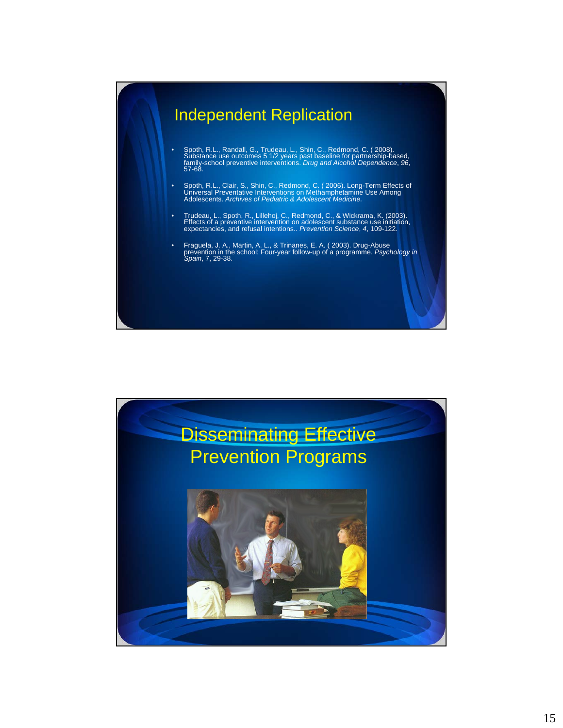## Independent Replication

- Spoth, R.L., Randall, G., Trudeau, L., Shin, C., Redmond, C. ( 2008). Substance use outcomes 5 1/2 years past baseline for partnership-based, family-school preventive interventions. *Drug and Alcohol Dependence*, *96*, 57-68.
- Spoth, R.L., Clair, S., Shin, C., Redmond, C. ( 2006). Long-Term Effects of Universal Preventative Interventions on Methamphetamine Use Among Adolescents. *Archives of Pediatric & Adolescent Medicine.*
- Trudeau, L., Spoth, R., Lillehoj, C., Redmond, C., & Wickrama, K. (2003). Effects of a preventive intervention on adolescent substance use initiation, expectancies, and refusal intentions.. *Prevention Science*, *4*, 109-122.
- Fraguela, J. A., Martin, A. L., & Trinanes, E. A. ( 2003). Drug-Abuse prevention in the school: Four-year follow-up of a programme. *Psychology in Spain*, 7, 29-38.

## Disseminating Effective Prevention Programs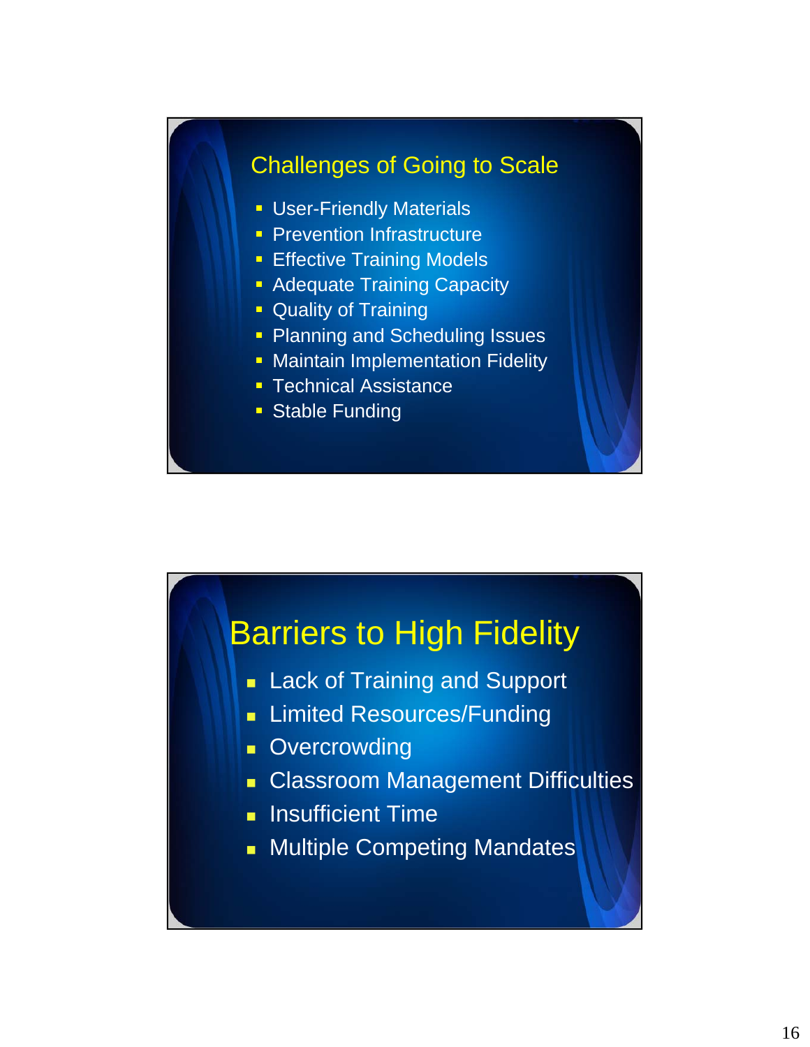## Challenges of Going to Scale

- User-Friendly Materials
- Prevention Infrastructure
- Effective Training Models
- Adequate Training Capacity
- Quality of Training
- Planning and Scheduling Issues
- Maintain Implementation Fidelity
- Technical Assistance
- Stable Funding

## Barriers to High Fidelity

- Lack of Training and Support
- Limited Resources/Funding
- Overcrowding
- Classroom Management Difficulties
- Insufficient Time
- Multiple Competing Mandates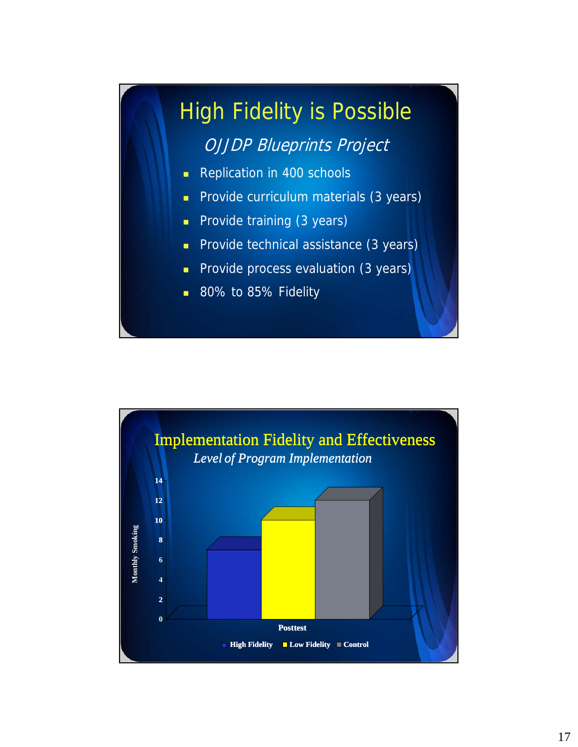# High Fidelity is Possible

*OJJDP Blueprints Project*

- Replication in 400 schools
- Provide curriculum materials (3 years)
- Provide training (3 years)
- Provide technical assistance (3 years)
- Provide process evaluation (3 years)
- 80% to 85% Fidelity

# Implementation Fidelity and Effectiveness

*Level of Program Implementation*

| Posttest | Monthly Smoking |
|---|---|
| High Fidelity | 7 |
| Low Fidelity | 10 |
| Control | 12 |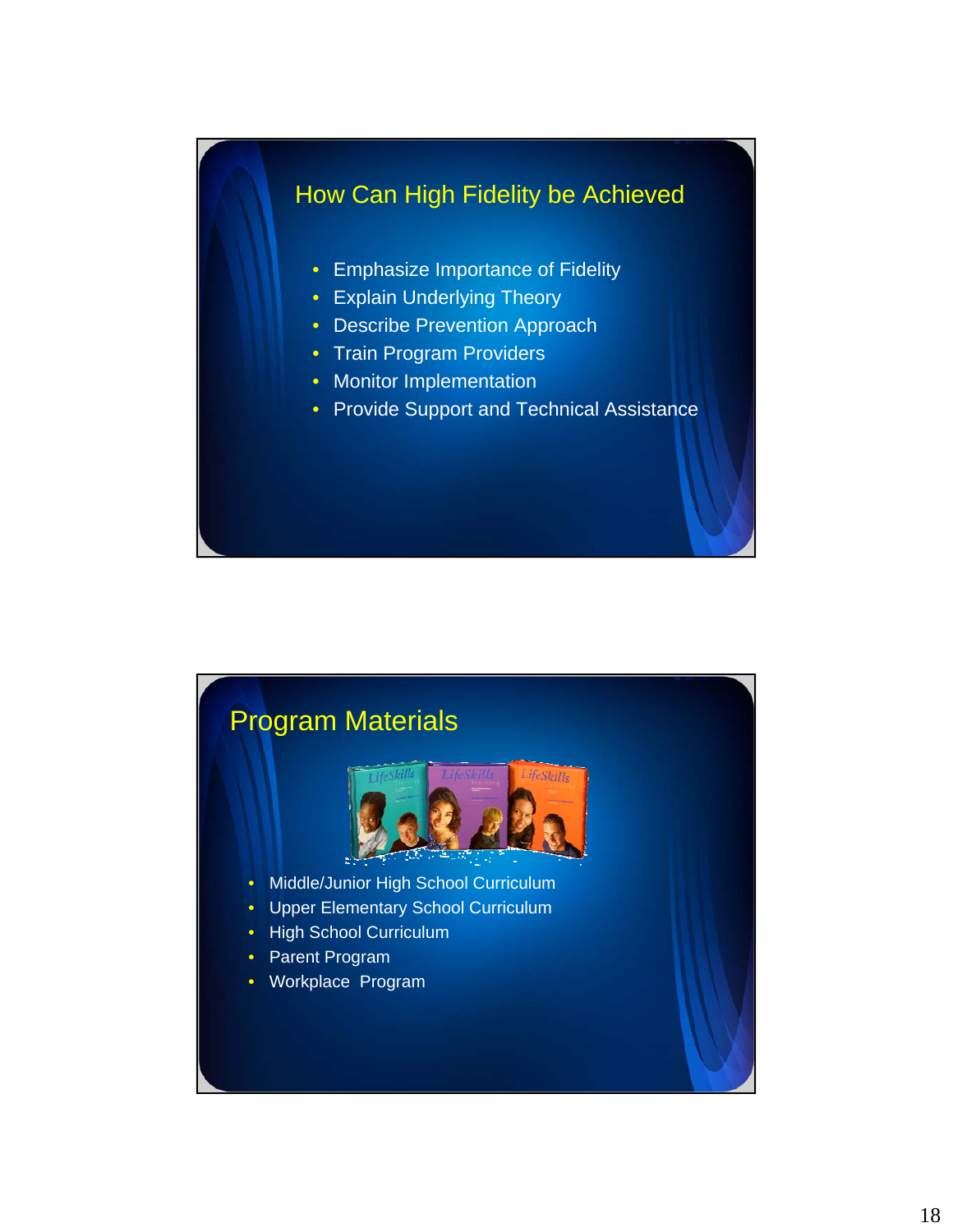## How Can High Fidelity be Achieved

- Emphasize Importance of Fidelity
- Explain Underlying Theory
- Describe Prevention Approach
- Train Program Providers
- Monitor Implementation
- Provide Support and Technical Assistance

## Program Materials

- Middle/Junior High School Curriculum
- Upper Elementary School Curriculum
- High School Curriculum
- Parent Program
- Workplace Program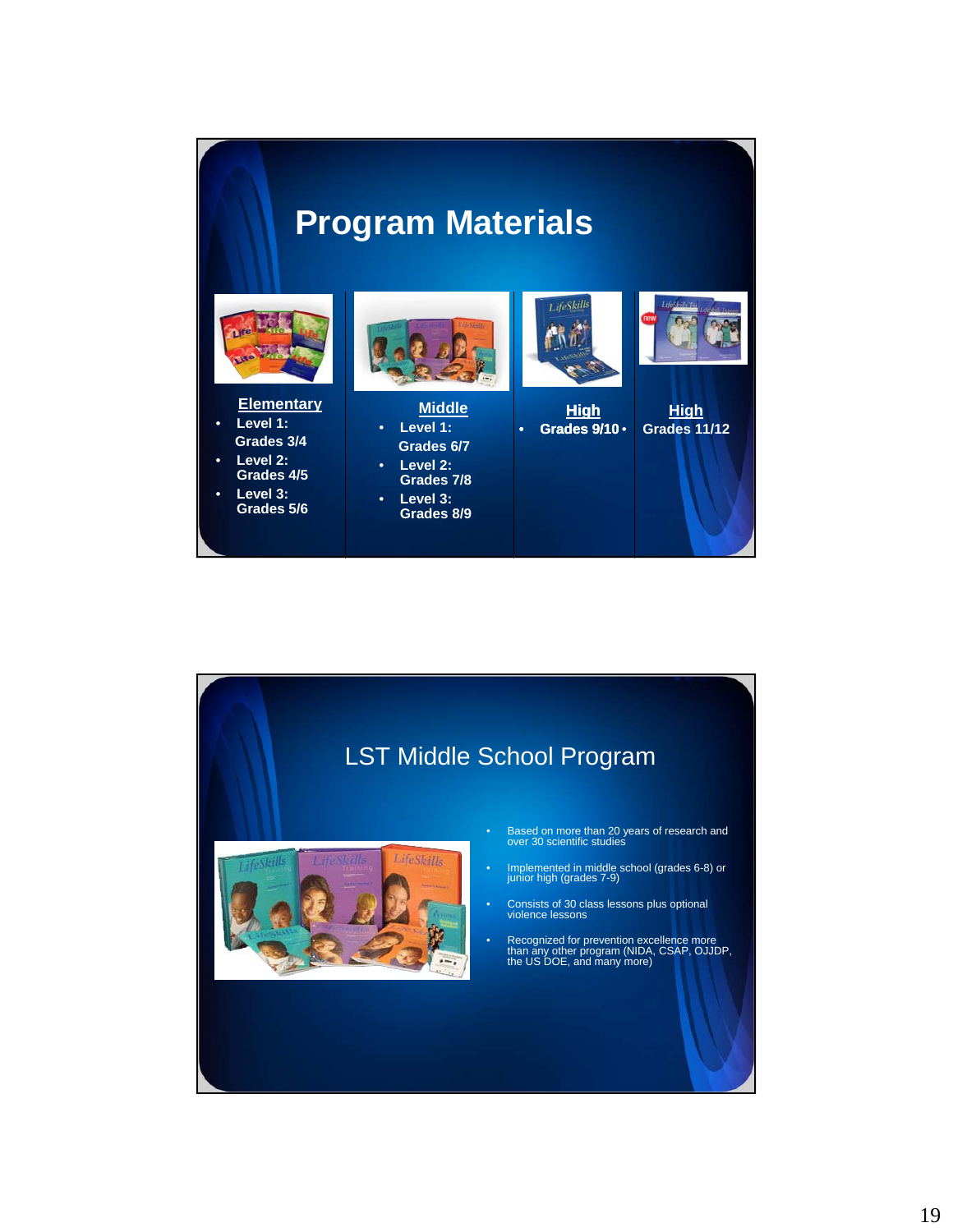# Program Materials

**Elementary**

- Level 1: Grades 3/4
- Level 2: Grades 4/5
- Level 3: Grades 5/6

**Middle**

- Level 1: Grades 6/7
- Level 2: Grades 7/8
- Level 3: Grades 8/9

**High**

- Grades 9/10

**High**

- Grades 11/12

# LST Middle School Program

- Based on more than 20 years of research and over 30 scientific studies
- Implemented in middle school (grades 6-8) or junior high (grades 7-9)
- Consists of 30 class lessons plus optional violence lessons
- Recognized for prevention excellence more than any other program (NIDA, CSAP, OJJDP, the US DOE, and many more)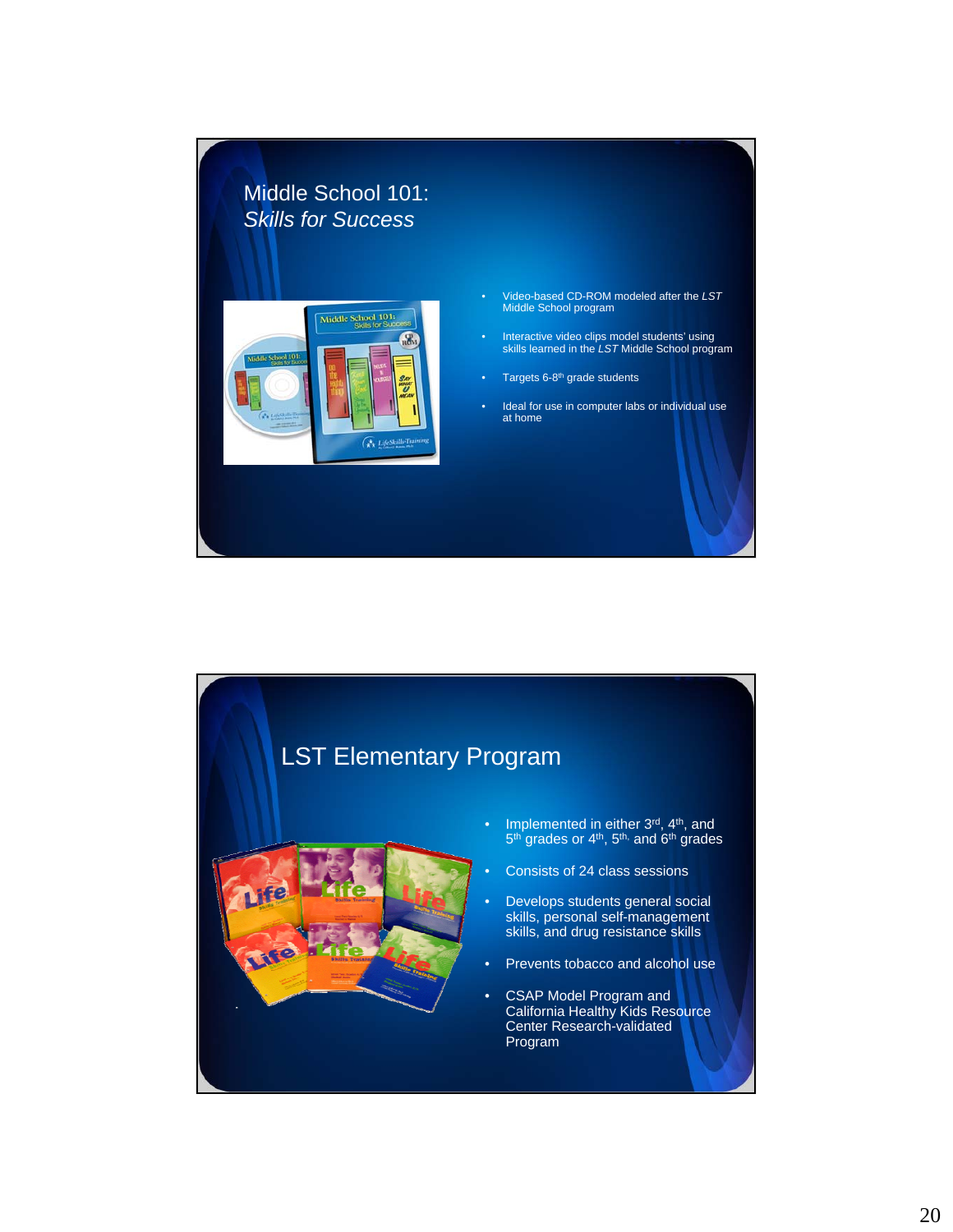## Middle School 101:
## *Skills for Success*

- Video-based CD-ROM modeled after the *LST* Middle School program
- Interactive video clips model students' using skills learned in the *LST* Middle School program
- Targets 6-8th grade students
- Ideal for use in computer labs or individual use at home

## LST Elementary Program

- Implemented in either 3rd, 4th, and 5th grades or 4th, 5th, and 6th grades
- Consists of 24 class sessions
- Develops students general social skills, personal self-management skills, and drug resistance skills
- Prevents tobacco and alcohol use
- CSAP Model Program and California Healthy Kids Resource Center Research-validated Program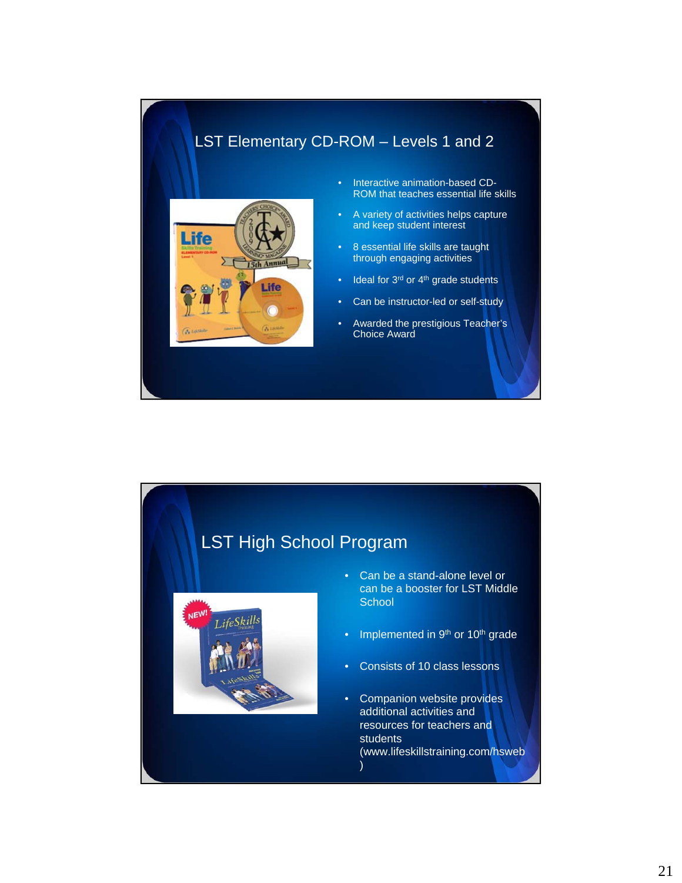## LST Elementary CD-ROM – Levels 1 and 2

- Interactive animation-based CD-ROM that teaches essential life skills
- A variety of activities helps capture and keep student interest
- 8 essential life skills are taught through engaging activities
- Ideal for 3rd or 4th grade students
- Can be instructor-led or self-study
- Awarded the prestigious Teacher's Choice Award

## LST High School Program

- Can be a stand-alone level or can be a booster for LST Middle School
- Implemented in 9th or 10th grade
- Consists of 10 class lessons
- Companion website provides additional activities and resources for teachers and students (www.lifeskillstraining.com/hsweb)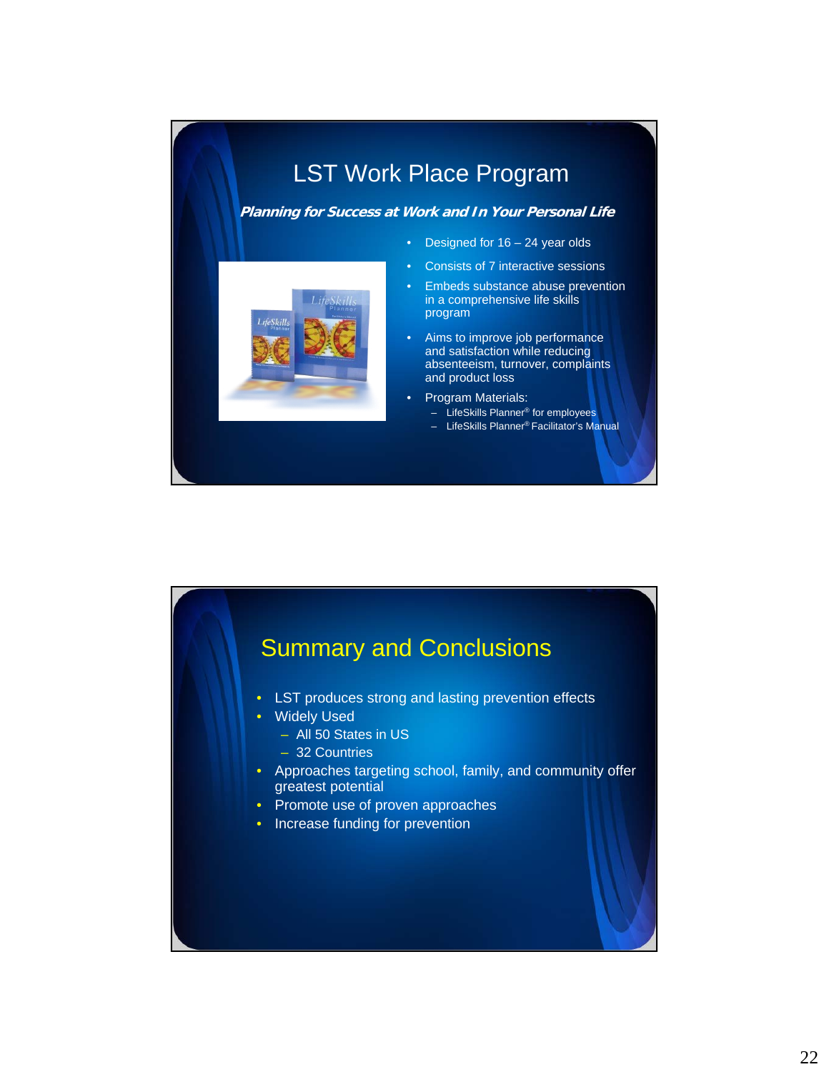# LST Work Place Program

***Planning for Success at Work and In Your Personal Life***

- Designed for 16 – 24 year olds
- Consists of 7 interactive sessions
- Embeds substance abuse prevention in a comprehensive life skills program
- Aims to improve job performance and satisfaction while reducing absenteeism, turnover, complaints and product loss
- Program Materials:
  - LifeSkills Planner® for employees
  - LifeSkills Planner® Facilitator's Manual

# Summary and Conclusions

- LST produces strong and lasting prevention effects
- Widely Used
  - All 50 States in US
  - 32 Countries
- Approaches targeting school, family, and community offer greatest potential
- Promote use of proven approaches
- Increase funding for prevention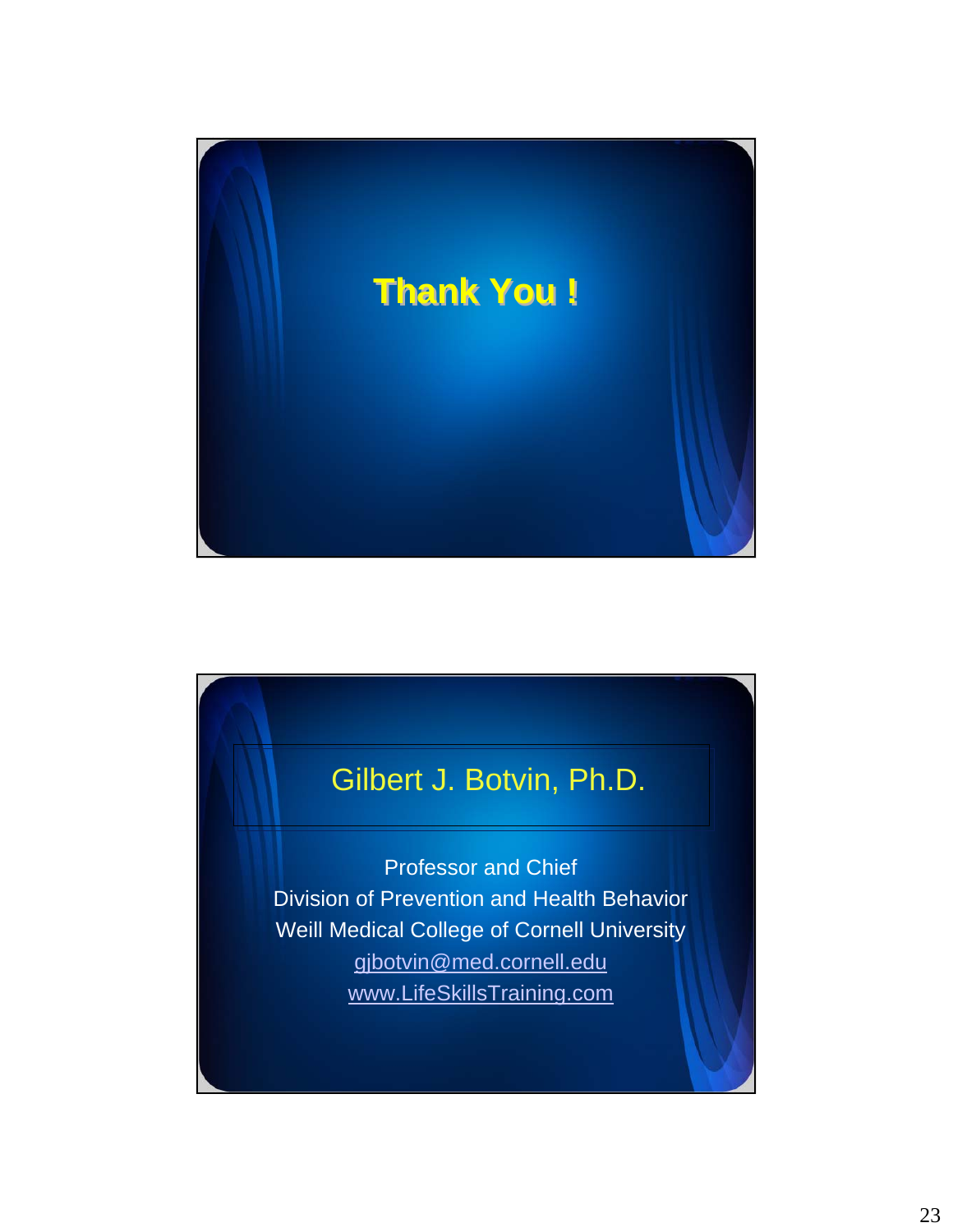# Thank You !

## Gilbert J. Botvin, Ph.D.

Professor and Chief
Division of Prevention and Health Behavior
Weill Medical College of Cornell University
gjbotvin@med.cornell.edu
www.LifeSkillsTraining.com